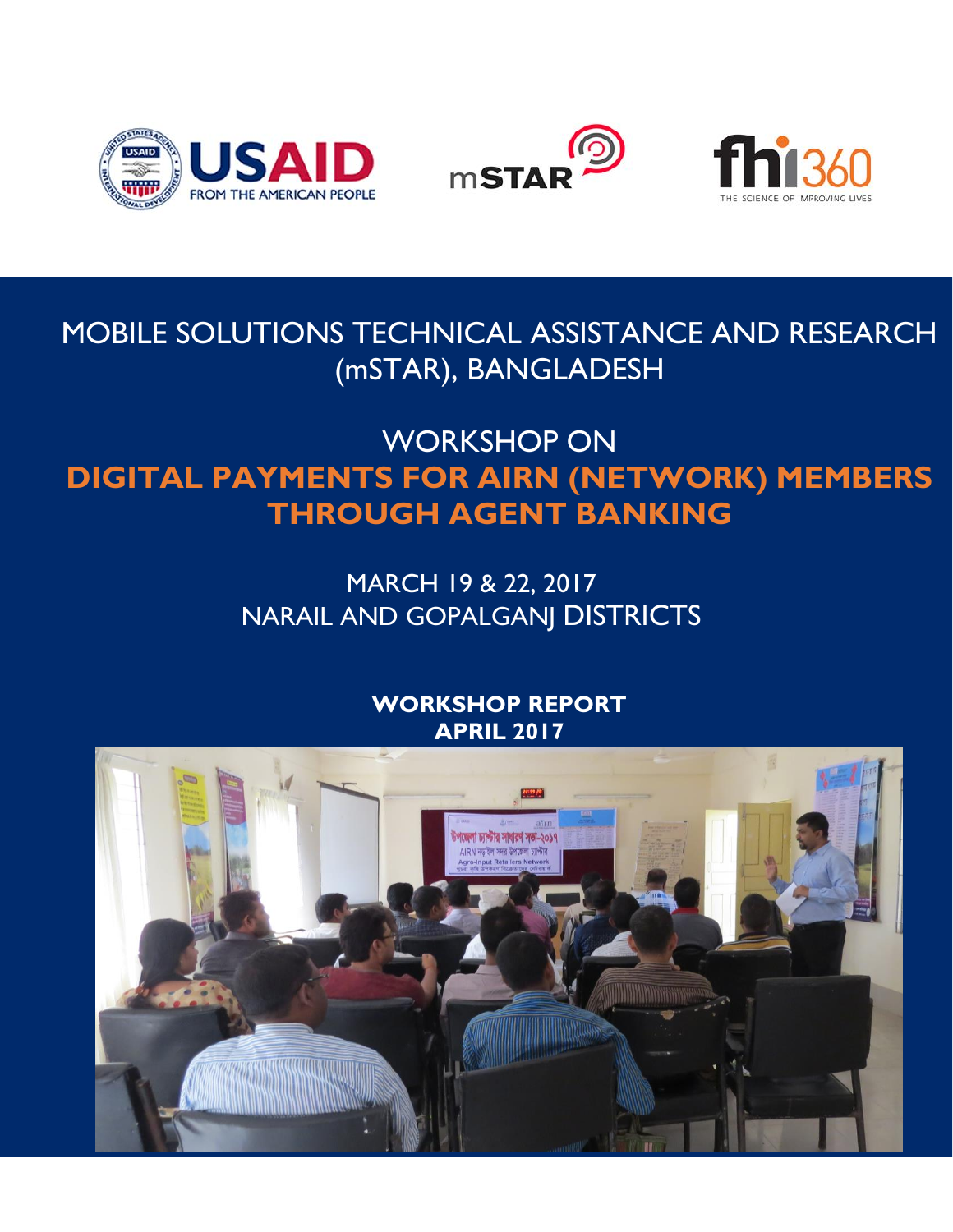# MOBILE SOLUTIONS TECHNICAL ASSISTANCE AND RESEARCH (mSTAR), BANGLADESH

## WORKSHOP ON

## DIGITAL PAYMENTS FOR AIRN (NETWORK) MEMBERS THROUGH AGENT BANKING

MARCH 19 & 22, 2017

NARAIL AND GOPALGANJ DISTRICTS

**WORKSHOP REPORT**

**APRIL 2017**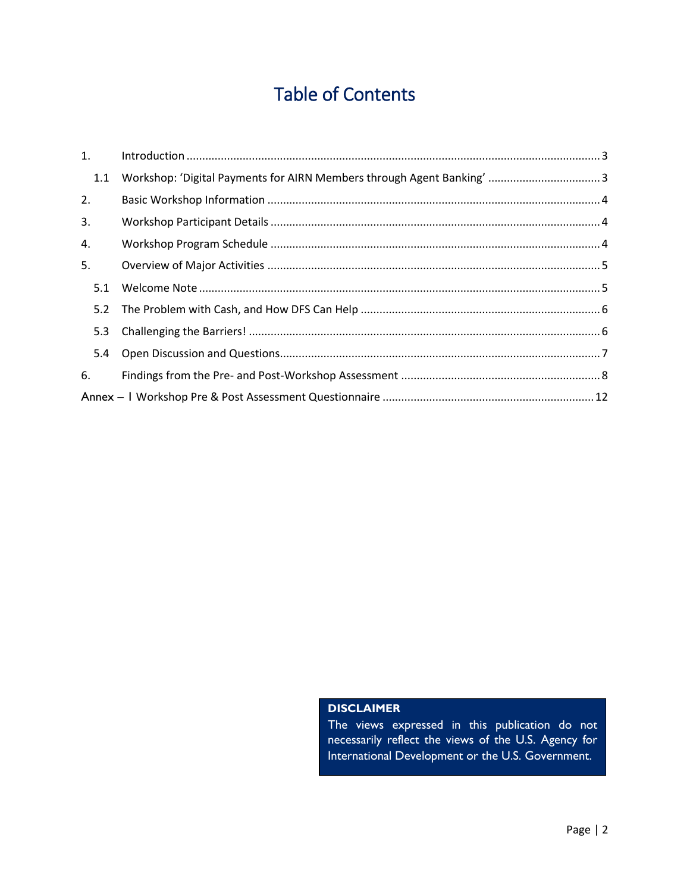# Table of Contents

1. Introduction ........................................................................................................................ 3
   - 1.1 Workshop: 'Digital Payments for AIRN Members through Agent Banking' .................................... 3
2. Basic Workshop Information ........................................................................................... 4
3. Workshop Participant Details ........................................................................................... 4
4. Workshop Program Schedule ........................................................................................... 4
5. Overview of Major Activities ........................................................................................... 5
   - 5.1 Welcome Note ................................................................................................................ 5
   - 5.2 The Problem with Cash, and How DFS Can Help ............................................................. 6
   - 5.3 Challenging the Barriers! ................................................................................................ 6
   - 5.4 Open Discussion and Questions...................................................................................... 7
6. Findings from the Pre- and Post-Workshop Assessment ................................................ 8

Annex – I Workshop Pre & Post Assessment Questionnaire .................................................................. 12

**DISCLAIMER**

The views expressed in this publication do not necessarily reflect the views of the U.S. Agency for International Development or the U.S. Government.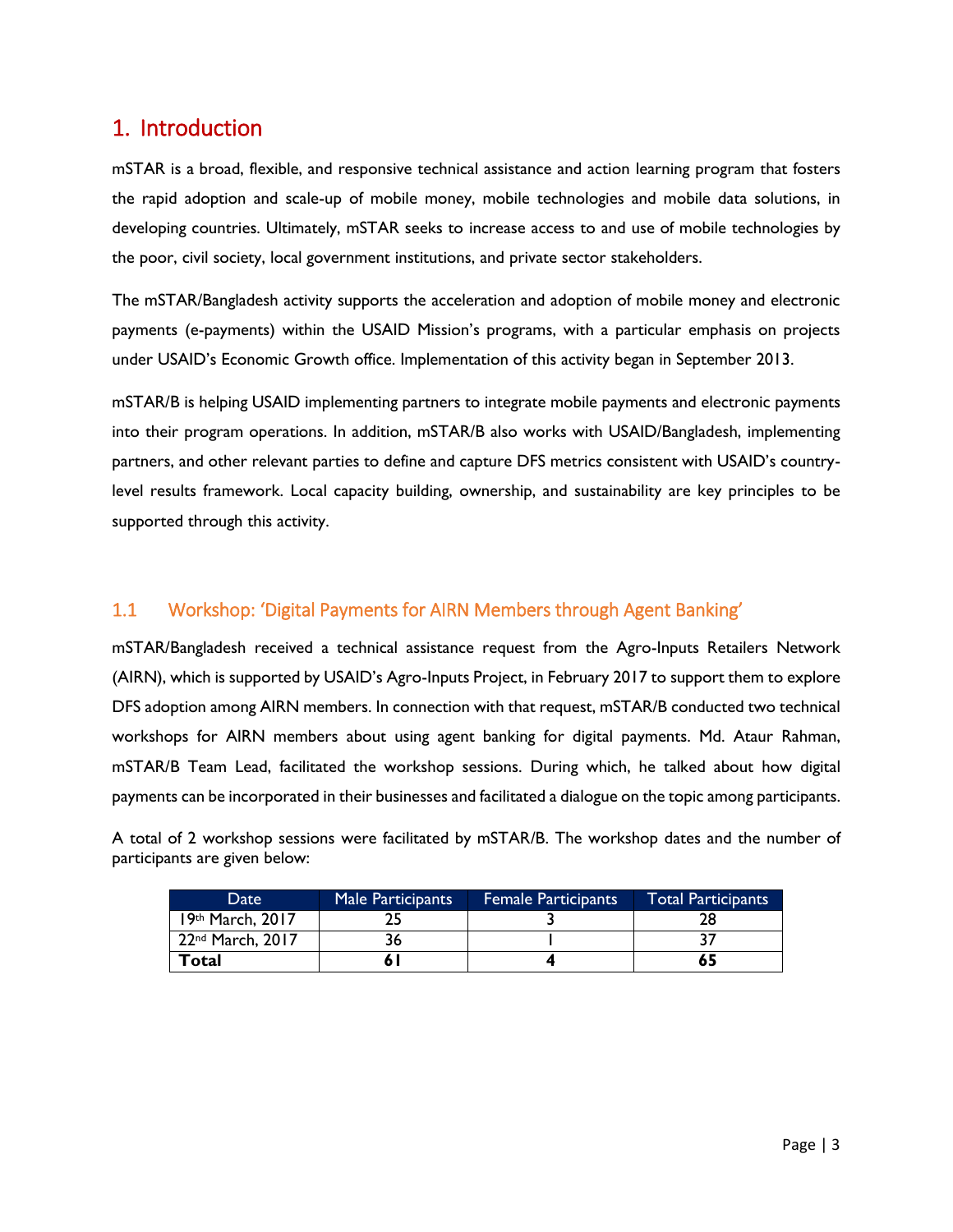# 1. Introduction

mSTAR is a broad, flexible, and responsive technical assistance and action learning program that fosters the rapid adoption and scale-up of mobile money, mobile technologies and mobile data solutions, in developing countries. Ultimately, mSTAR seeks to increase access to and use of mobile technologies by the poor, civil society, local government institutions, and private sector stakeholders.

The mSTAR/Bangladesh activity supports the acceleration and adoption of mobile money and electronic payments (e-payments) within the USAID Mission's programs, with a particular emphasis on projects under USAID's Economic Growth office. Implementation of this activity began in September 2013.

mSTAR/B is helping USAID implementing partners to integrate mobile payments and electronic payments into their program operations. In addition, mSTAR/B also works with USAID/Bangladesh, implementing partners, and other relevant parties to define and capture DFS metrics consistent with USAID's country-level results framework. Local capacity building, ownership, and sustainability are key principles to be supported through this activity.

## 1.1 Workshop: 'Digital Payments for AIRN Members through Agent Banking'

mSTAR/Bangladesh received a technical assistance request from the Agro-Inputs Retailers Network (AIRN), which is supported by USAID's Agro-Inputs Project, in February 2017 to support them to explore DFS adoption among AIRN members. In connection with that request, mSTAR/B conducted two technical workshops for AIRN members about using agent banking for digital payments. Md. Ataur Rahman, mSTAR/B Team Lead, facilitated the workshop sessions. During which, he talked about how digital payments can be incorporated in their businesses and facilitated a dialogue on the topic among participants.

A total of 2 workshop sessions were facilitated by mSTAR/B. The workshop dates and the number of participants are given below:

| Date | Male Participants | Female Participants | Total Participants |
|---|---|---|---|
| 19th March, 2017 | 25 | 3 | 28 |
| 22nd March, 2017 | 36 | 1 | 37 |
| **Total** | **61** | **4** | **65** |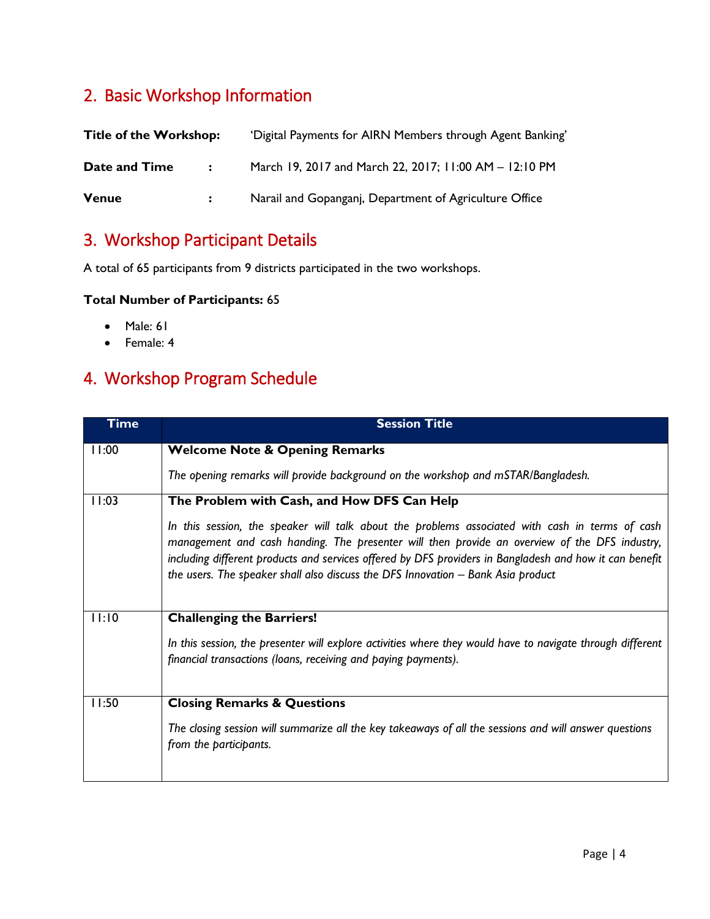## 2. Basic Workshop Information

**Title of the Workshop:** 'Digital Payments for AIRN Members through Agent Banking'

**Date and Time :** March 19, 2017 and March 22, 2017; 11:00 AM – 12:10 PM

**Venue :** Narail and Gopanganj, Department of Agriculture Office

## 3. Workshop Participant Details

A total of 65 participants from 9 districts participated in the two workshops.

**Total Number of Participants:** 65

- Male: 61
- Female: 4

## 4. Workshop Program Schedule

| Time | Session Title |
|---|---|
| 11:00 | **Welcome Note & Opening Remarks**<br><br>*The opening remarks will provide background on the workshop and mSTAR/Bangladesh.* |
| 11:03 | **The Problem with Cash, and How DFS Can Help**<br><br>*In this session, the speaker will talk about the problems associated with cash in terms of cash management and cash handing. The presenter will then provide an overview of the DFS industry, including different products and services offered by DFS providers in Bangladesh and how it can benefit the users. The speaker shall also discuss the DFS Innovation – Bank Asia product* |
| 11:10 | **Challenging the Barriers!**<br><br>*In this session, the presenter will explore activities where they would have to navigate through different financial transactions (loans, receiving and paying payments).* |
| 11:50 | **Closing Remarks & Questions**<br><br>*The closing session will summarize all the key takeaways of all the sessions and will answer questions from the participants.* |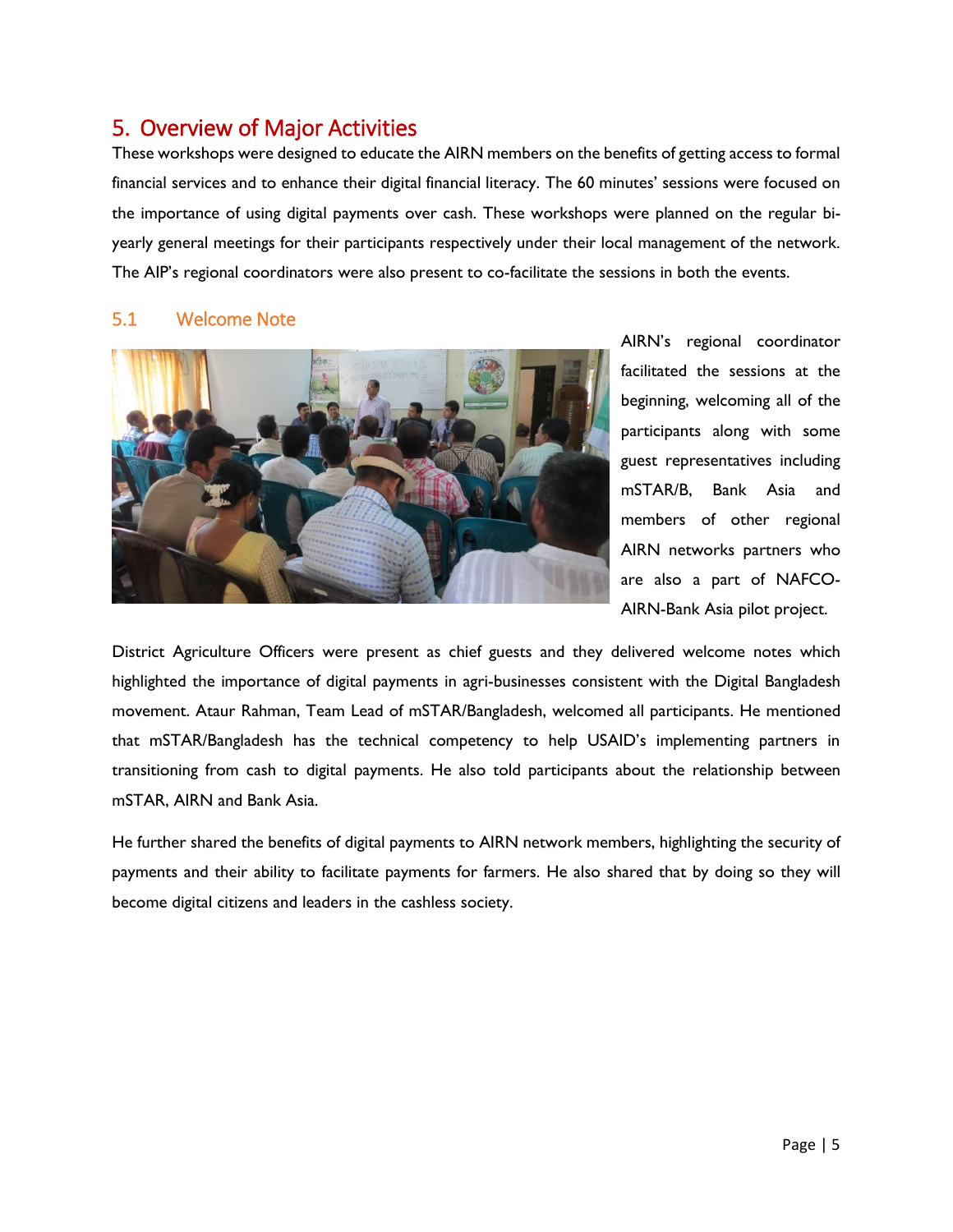## 5. Overview of Major Activities

These workshops were designed to educate the AIRN members on the benefits of getting access to formal financial services and to enhance their digital financial literacy. The 60 minutes' sessions were focused on the importance of using digital payments over cash. These workshops were planned on the regular bi-yearly general meetings for their participants respectively under their local management of the network. The AIP's regional coordinators were also present to co-facilitate the sessions in both the events.

### 5.1 Welcome Note

AIRN's regional coordinator facilitated the sessions at the beginning, welcoming all of the participants along with some guest representatives including mSTAR/B, Bank Asia and members of other regional AIRN networks partners who are also a part of NAFCO-AIRN-Bank Asia pilot project.

District Agriculture Officers were present as chief guests and they delivered welcome notes which highlighted the importance of digital payments in agri-businesses consistent with the Digital Bangladesh movement. Ataur Rahman, Team Lead of mSTAR/Bangladesh, welcomed all participants. He mentioned that mSTAR/Bangladesh has the technical competency to help USAID's implementing partners in transitioning from cash to digital payments. He also told participants about the relationship between mSTAR, AIRN and Bank Asia.

He further shared the benefits of digital payments to AIRN network members, highlighting the security of payments and their ability to facilitate payments for farmers. He also shared that by doing so they will become digital citizens and leaders in the cashless society.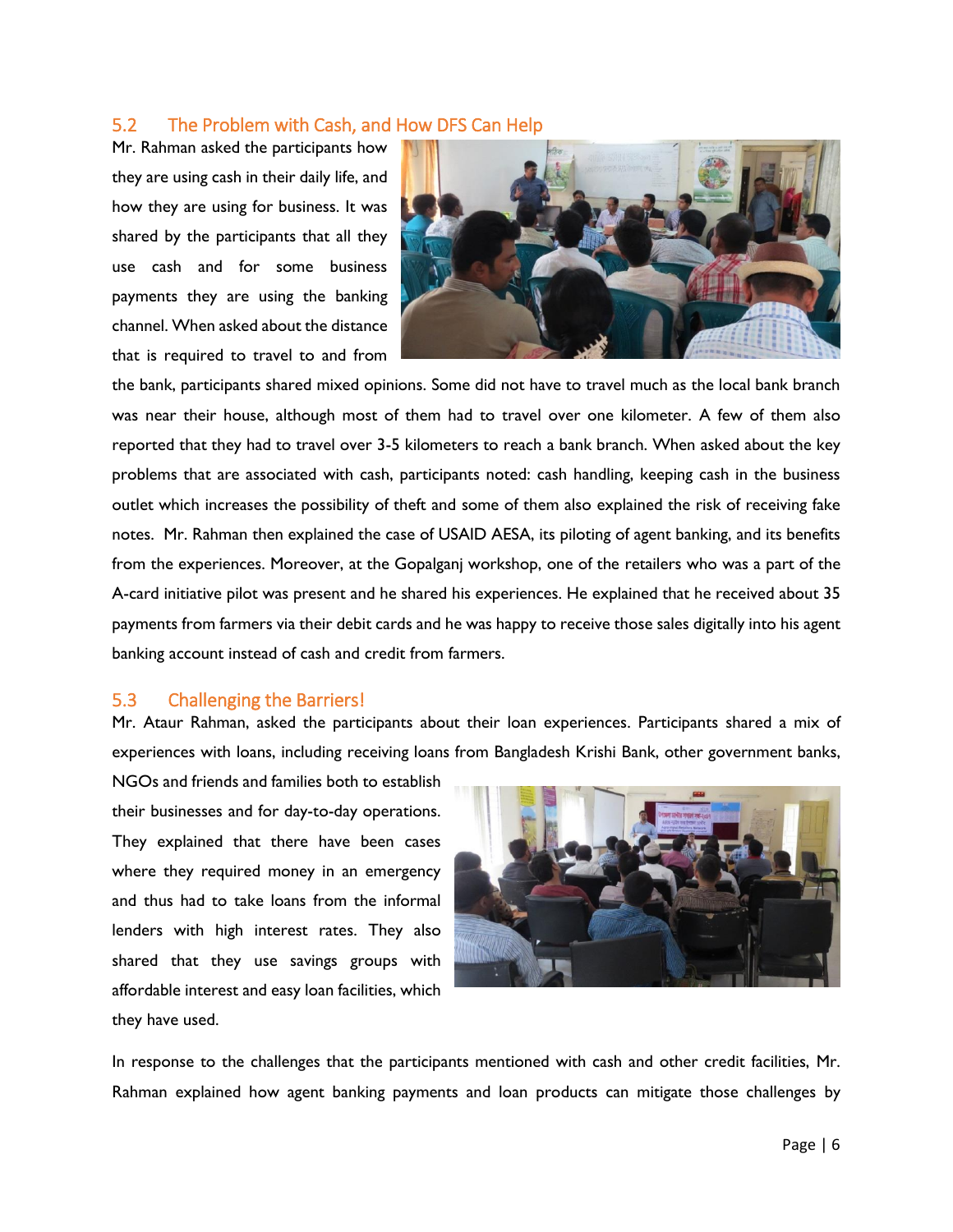## 5.2 The Problem with Cash, and How DFS Can Help

Mr. Rahman asked the participants how they are using cash in their daily life, and how they are using for business. It was shared by the participants that all they use cash and for some business payments they are using the banking channel. When asked about the distance that is required to travel to and from the bank, participants shared mixed opinions. Some did not have to travel much as the local bank branch was near their house, although most of them had to travel over one kilometer. A few of them also reported that they had to travel over 3-5 kilometers to reach a bank branch. When asked about the key problems that are associated with cash, participants noted: cash handling, keeping cash in the business outlet which increases the possibility of theft and some of them also explained the risk of receiving fake notes. Mr. Rahman then explained the case of USAID AESA, its piloting of agent banking, and its benefits from the experiences. Moreover, at the Gopalganj workshop, one of the retailers who was a part of the A-card initiative pilot was present and he shared his experiences. He explained that he received about 35 payments from farmers via their debit cards and he was happy to receive those sales digitally into his agent banking account instead of cash and credit from farmers.

## 5.3 Challenging the Barriers!

Mr. Ataur Rahman, asked the participants about their loan experiences. Participants shared a mix of experiences with loans, including receiving loans from Bangladesh Krishi Bank, other government banks, NGOs and friends and families both to establish their businesses and for day-to-day operations. They explained that there have been cases where they required money in an emergency and thus had to take loans from the informal lenders with high interest rates. They also shared that they use savings groups with affordable interest and easy loan facilities, which they have used.

In response to the challenges that the participants mentioned with cash and other credit facilities, Mr. Rahman explained how agent banking payments and loan products can mitigate those challenges by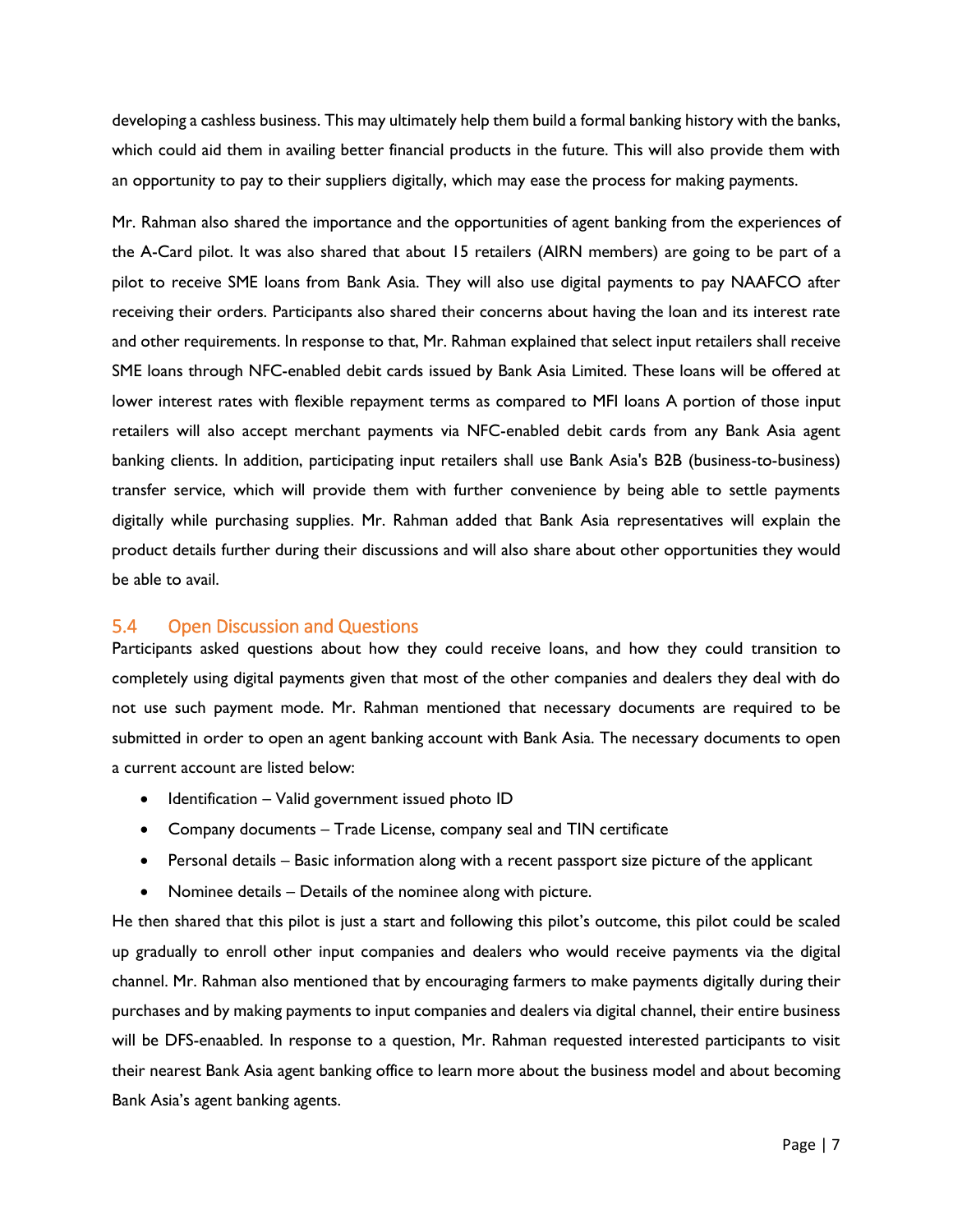developing a cashless business. This may ultimately help them build a formal banking history with the banks, which could aid them in availing better financial products in the future. This will also provide them with an opportunity to pay to their suppliers digitally, which may ease the process for making payments.

Mr. Rahman also shared the importance and the opportunities of agent banking from the experiences of the A-Card pilot. It was also shared that about 15 retailers (AIRN members) are going to be part of a pilot to receive SME loans from Bank Asia. They will also use digital payments to pay NAAFCO after receiving their orders. Participants also shared their concerns about having the loan and its interest rate and other requirements. In response to that, Mr. Rahman explained that select input retailers shall receive SME loans through NFC-enabled debit cards issued by Bank Asia Limited. These loans will be offered at lower interest rates with flexible repayment terms as compared to MFI loans A portion of those input retailers will also accept merchant payments via NFC-enabled debit cards from any Bank Asia agent banking clients. In addition, participating input retailers shall use Bank Asia's B2B (business-to-business) transfer service, which will provide them with further convenience by being able to settle payments digitally while purchasing supplies. Mr. Rahman added that Bank Asia representatives will explain the product details further during their discussions and will also share about other opportunities they would be able to avail.

## 5.4 Open Discussion and Questions

Participants asked questions about how they could receive loans, and how they could transition to completely using digital payments given that most of the other companies and dealers they deal with do not use such payment mode. Mr. Rahman mentioned that necessary documents are required to be submitted in order to open an agent banking account with Bank Asia. The necessary documents to open a current account are listed below:

- Identification – Valid government issued photo ID
- Company documents – Trade License, company seal and TIN certificate
- Personal details – Basic information along with a recent passport size picture of the applicant
- Nominee details – Details of the nominee along with picture.

He then shared that this pilot is just a start and following this pilot's outcome, this pilot could be scaled up gradually to enroll other input companies and dealers who would receive payments via the digital channel. Mr. Rahman also mentioned that by encouraging farmers to make payments digitally during their purchases and by making payments to input companies and dealers via digital channel, their entire business will be DFS-enaabled. In response to a question, Mr. Rahman requested interested participants to visit their nearest Bank Asia agent banking office to learn more about the business model and about becoming Bank Asia's agent banking agents.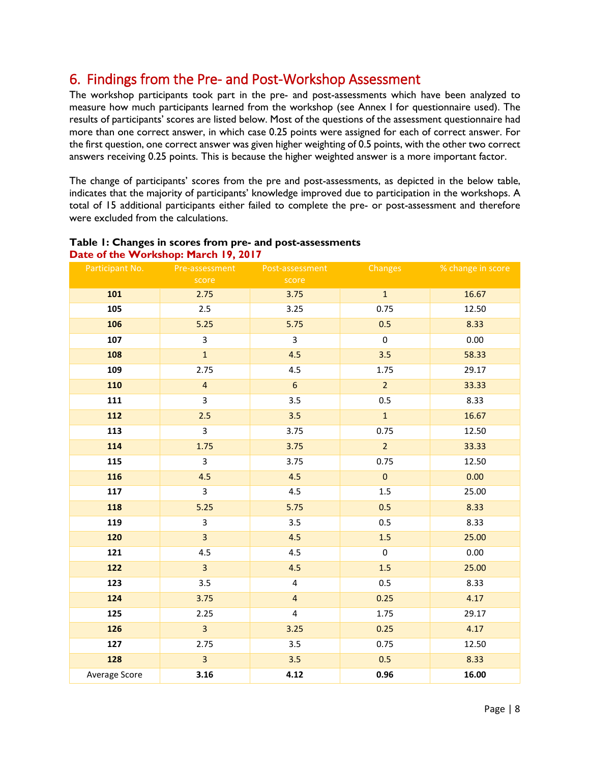## 6. Findings from the Pre- and Post-Workshop Assessment

The workshop participants took part in the pre- and post-assessments which have been analyzed to measure how much participants learned from the workshop (see Annex I for questionnaire used). The results of participants' scores are listed below. Most of the questions of the assessment questionnaire had more than one correct answer, in which case 0.25 points were assigned for each of correct answer. For the first question, one correct answer was given higher weighting of 0.5 points, with the other two correct answers receiving 0.25 points. This is because the higher weighted answer is a more important factor.

The change of participants' scores from the pre and post-assessments, as depicted in the below table, indicates that the majority of participants' knowledge improved due to participation in the workshops. A total of 15 additional participants either failed to complete the pre- or post-assessment and therefore were excluded from the calculations.

**Table 1: Changes in scores from pre- and post-assessments**
**Date of the Workshop: March 19, 2017**

| Participant No. | Pre-assessment score | Post-assessment score | Changes | % change in score |
|---|---|---|---|---|
| **101** | 2.75 | 3.75 | 1 | 16.67 |
| **105** | 2.5 | 3.25 | 0.75 | 12.50 |
| **106** | 5.25 | 5.75 | 0.5 | 8.33 |
| **107** | 3 | 3 | 0 | 0.00 |
| **108** | 1 | 4.5 | 3.5 | 58.33 |
| **109** | 2.75 | 4.5 | 1.75 | 29.17 |
| **110** | 4 | 6 | 2 | 33.33 |
| **111** | 3 | 3.5 | 0.5 | 8.33 |
| **112** | 2.5 | 3.5 | 1 | 16.67 |
| **113** | 3 | 3.75 | 0.75 | 12.50 |
| **114** | 1.75 | 3.75 | 2 | 33.33 |
| **115** | 3 | 3.75 | 0.75 | 12.50 |
| **116** | 4.5 | 4.5 | 0 | 0.00 |
| **117** | 3 | 4.5 | 1.5 | 25.00 |
| **118** | 5.25 | 5.75 | 0.5 | 8.33 |
| **119** | 3 | 3.5 | 0.5 | 8.33 |
| **120** | 3 | 4.5 | 1.5 | 25.00 |
| **121** | 4.5 | 4.5 | 0 | 0.00 |
| **122** | 3 | 4.5 | 1.5 | 25.00 |
| **123** | 3.5 | 4 | 0.5 | 8.33 |
| **124** | 3.75 | 4 | 0.25 | 4.17 |
| **125** | 2.25 | 4 | 1.75 | 29.17 |
| **126** | 3 | 3.25 | 0.25 | 4.17 |
| **127** | 2.75 | 3.5 | 0.75 | 12.50 |
| **128** | 3 | 3.5 | 0.5 | 8.33 |
| Average Score | **3.16** | **4.12** | **0.96** | **16.00** |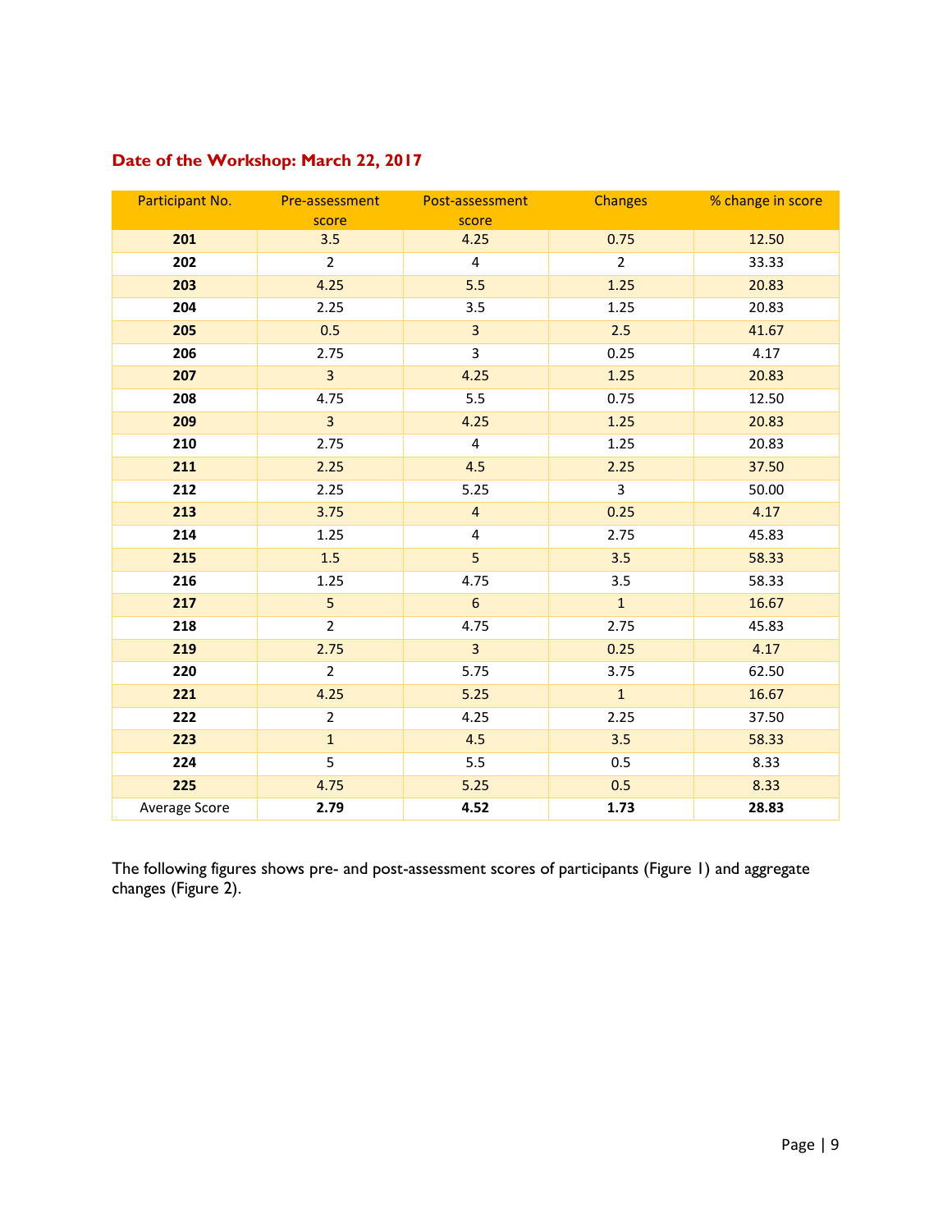**Date of the Workshop: March 22, 2017**

| Participant No. | Pre-assessment score | Post-assessment score | Changes | % change in score |
|---|---|---|---|---|
| **201** | 3.5 | 4.25 | 0.75 | 12.50 |
| **202** | 2 | 4 | 2 | 33.33 |
| **203** | 4.25 | 5.5 | 1.25 | 20.83 |
| **204** | 2.25 | 3.5 | 1.25 | 20.83 |
| **205** | 0.5 | 3 | 2.5 | 41.67 |
| **206** | 2.75 | 3 | 0.25 | 4.17 |
| **207** | 3 | 4.25 | 1.25 | 20.83 |
| **208** | 4.75 | 5.5 | 0.75 | 12.50 |
| **209** | 3 | 4.25 | 1.25 | 20.83 |
| **210** | 2.75 | 4 | 1.25 | 20.83 |
| **211** | 2.25 | 4.5 | 2.25 | 37.50 |
| **212** | 2.25 | 5.25 | 3 | 50.00 |
| **213** | 3.75 | 4 | 0.25 | 4.17 |
| **214** | 1.25 | 4 | 2.75 | 45.83 |
| **215** | 1.5 | 5 | 3.5 | 58.33 |
| **216** | 1.25 | 4.75 | 3.5 | 58.33 |
| **217** | 5 | 6 | 1 | 16.67 |
| **218** | 2 | 4.75 | 2.75 | 45.83 |
| **219** | 2.75 | 3 | 0.25 | 4.17 |
| **220** | 2 | 5.75 | 3.75 | 62.50 |
| **221** | 4.25 | 5.25 | 1 | 16.67 |
| **222** | 2 | 4.25 | 2.25 | 37.50 |
| **223** | 1 | 4.5 | 3.5 | 58.33 |
| **224** | 5 | 5.5 | 0.5 | 8.33 |
| **225** | 4.75 | 5.25 | 0.5 | 8.33 |
| Average Score | **2.79** | **4.52** | **1.73** | **28.83** |

The following figures shows pre- and post-assessment scores of participants (Figure 1) and aggregate changes (Figure 2).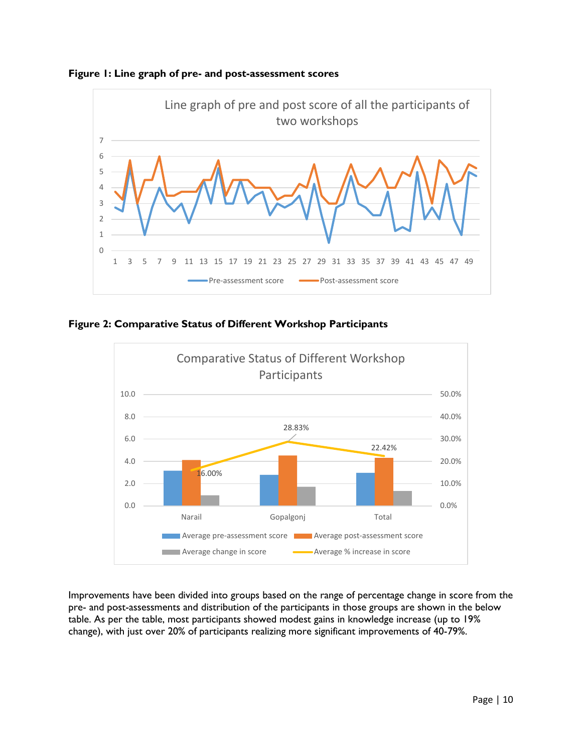**Figure 1: Line graph of pre- and post-assessment scores**

**Figure 2: Comparative Status of Different Workshop Participants**

Improvements have been divided into groups based on the range of percentage change in score from the pre- and post-assessments and distribution of the participants in those groups are shown in the below table. As per the table, most participants showed modest gains in knowledge increase (up to 19% change), with just over 20% of participants realizing more significant improvements of 40-79%.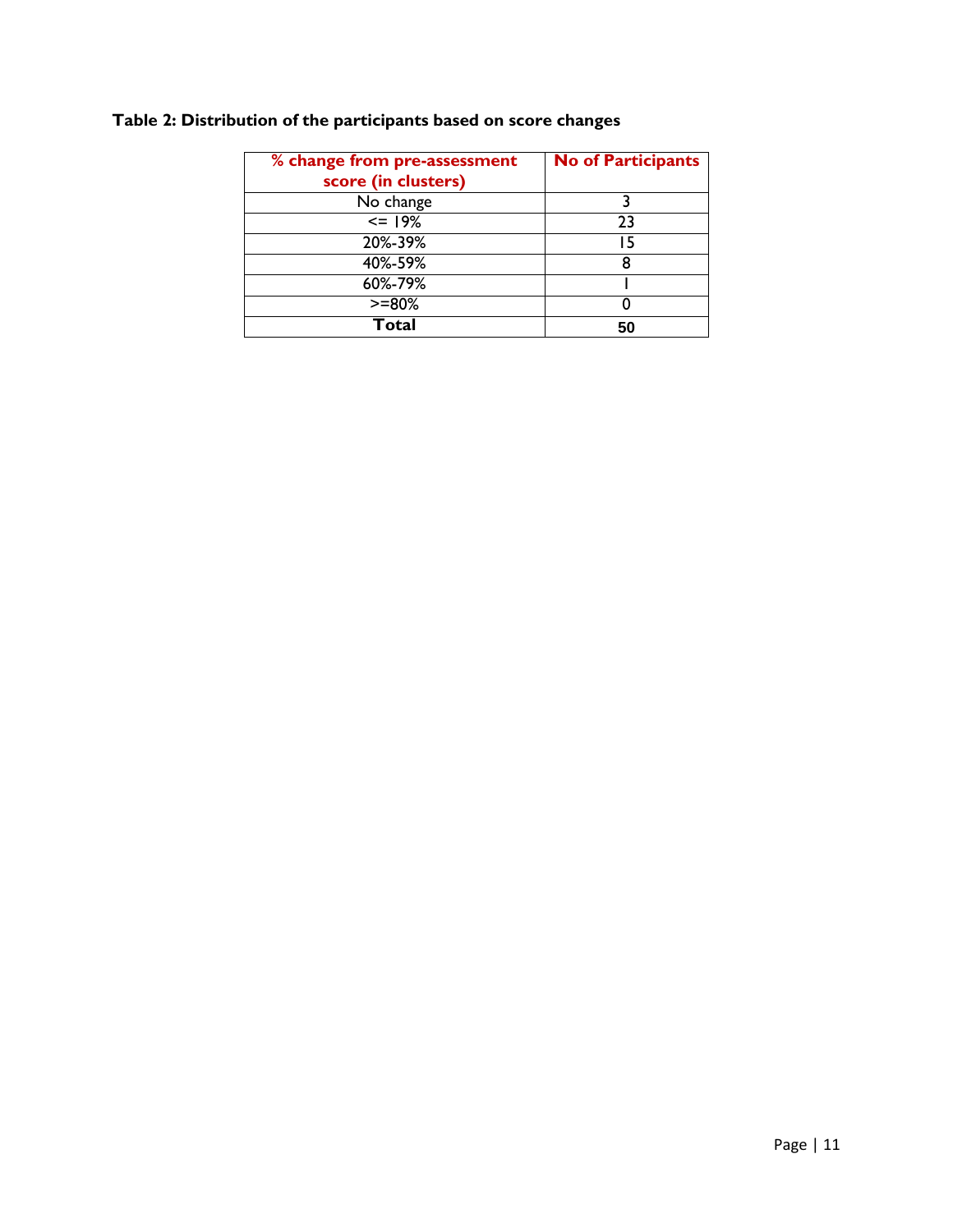**Table 2: Distribution of the participants based on score changes**

| % change from pre-assessment score (in clusters) | No of Participants |
|---|---|
| No change | 3 |
| <= 19% | 23 |
| 20%-39% | 15 |
| 40%-59% | 8 |
| 60%-79% | 1 |
| >=80% | 0 |
| **Total** | **50** |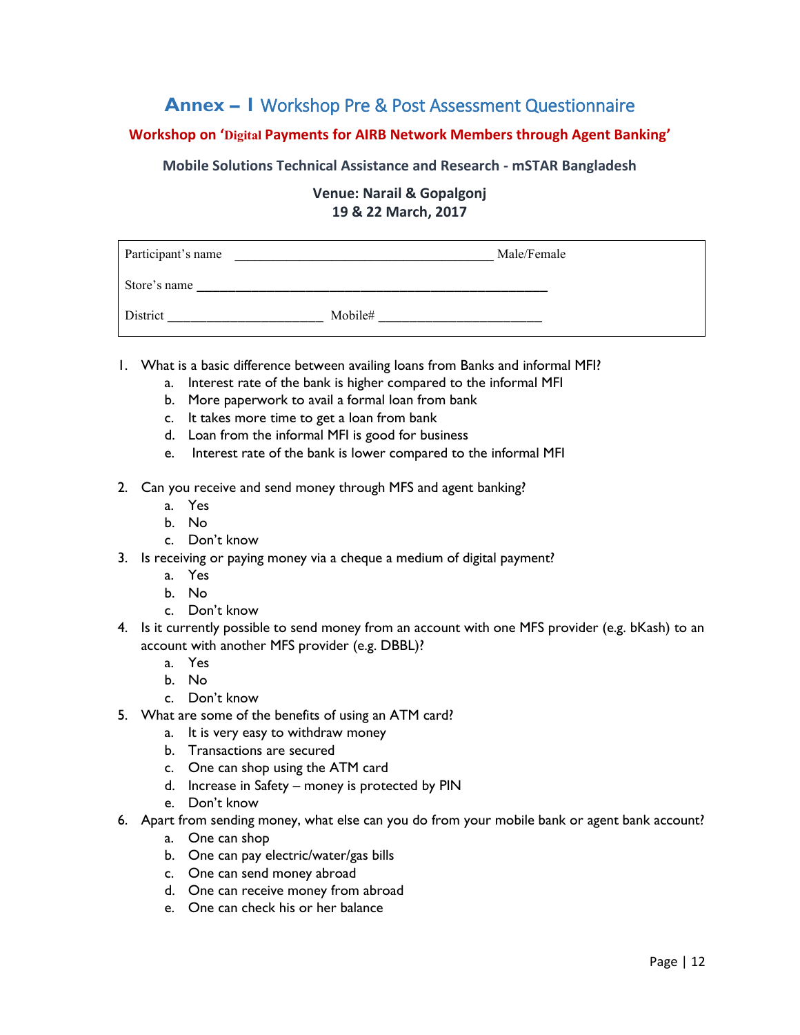## Annex – I Workshop Pre & Post Assessment Questionnaire

**Workshop on 'Digital Payments for AIRB Network Members through Agent Banking'**

**Mobile Solutions Technical Assistance and Research - mSTAR Bangladesh**

**Venue: Narail & Gopalgonj**
**19 & 22 March, 2017**

| | | |
|---|---|---|
| Participant's name ______________________________________ | | Male/Female |
| Store's name ____________________________________________________ | | |
| District ______________________ | Mobile# _______________________ | |

1. What is a basic difference between availing loans from Banks and informal MFI?
   a. Interest rate of the bank is higher compared to the informal MFI
   b. More paperwork to avail a formal loan from bank
   c. It takes more time to get a loan from bank
   d. Loan from the informal MFI is good for business
   e. Interest rate of the bank is lower compared to the informal MFI

2. Can you receive and send money through MFS and agent banking?
   a. Yes
   b. No
   c. Don't know
3. Is receiving or paying money via a cheque a medium of digital payment?
   a. Yes
   b. No
   c. Don't know
4. Is it currently possible to send money from an account with one MFS provider (e.g. bKash) to an account with another MFS provider (e.g. DBBL)?
   a. Yes
   b. No
   c. Don't know
5. What are some of the benefits of using an ATM card?
   a. It is very easy to withdraw money
   b. Transactions are secured
   c. One can shop using the ATM card
   d. Increase in Safety – money is protected by PIN
   e. Don't know
6. Apart from sending money, what else can you do from your mobile bank or agent bank account?
   a. One can shop
   b. One can pay electric/water/gas bills
   c. One can send money abroad
   d. One can receive money from abroad
   e. One can check his or her balance